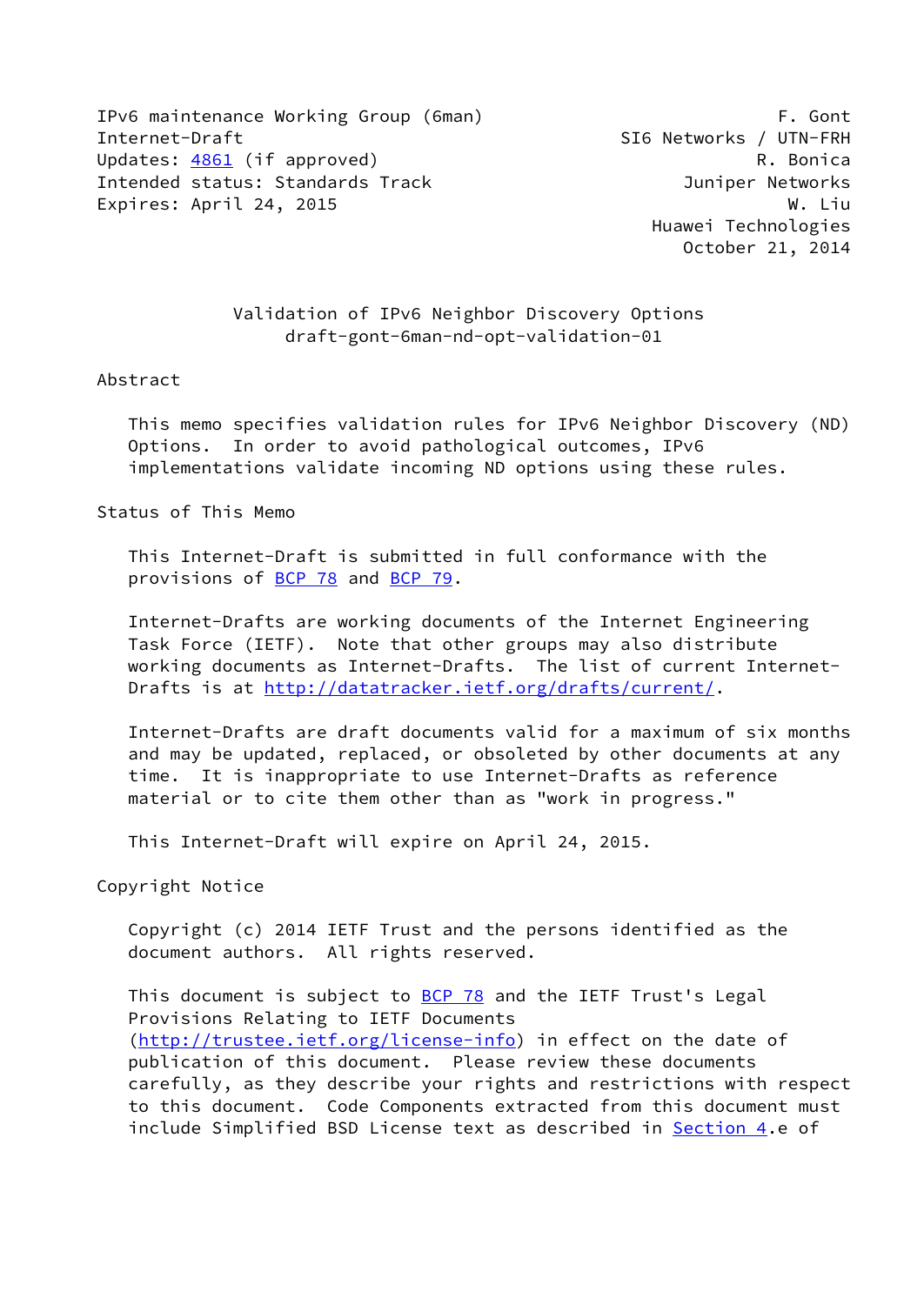IPv6 maintenance Working Group (6man) F. Gont
Internet-Draft SI6 Networks / UTN-FRH
Updates: 4861 (if approved) R. Bonica
Intended status: Standards Track Juniper Networks
Expires: April 24, 2015 W. Liu
Huawei Technologies
October 21, 2014

# Validation of IPv6 Neighbor Discovery Options
draft-gont-6man-nd-opt-validation-01

## Abstract

This memo specifies validation rules for IPv6 Neighbor Discovery (ND) Options. In order to avoid pathological outcomes, IPv6 implementations validate incoming ND options using these rules.

## Status of This Memo

This Internet-Draft is submitted in full conformance with the provisions of BCP 78 and BCP 79.

Internet-Drafts are working documents of the Internet Engineering Task Force (IETF). Note that other groups may also distribute working documents as Internet-Drafts. The list of current Internet-Drafts is at http://datatracker.ietf.org/drafts/current/.

Internet-Drafts are draft documents valid for a maximum of six months and may be updated, replaced, or obsoleted by other documents at any time. It is inappropriate to use Internet-Drafts as reference material or to cite them other than as "work in progress."

This Internet-Draft will expire on April 24, 2015.

## Copyright Notice

Copyright (c) 2014 IETF Trust and the persons identified as the document authors. All rights reserved.

This document is subject to BCP 78 and the IETF Trust's Legal Provisions Relating to IETF Documents (http://trustee.ietf.org/license-info) in effect on the date of publication of this document. Please review these documents carefully, as they describe your rights and restrictions with respect to this document. Code Components extracted from this document must include Simplified BSD License text as described in Section 4.e of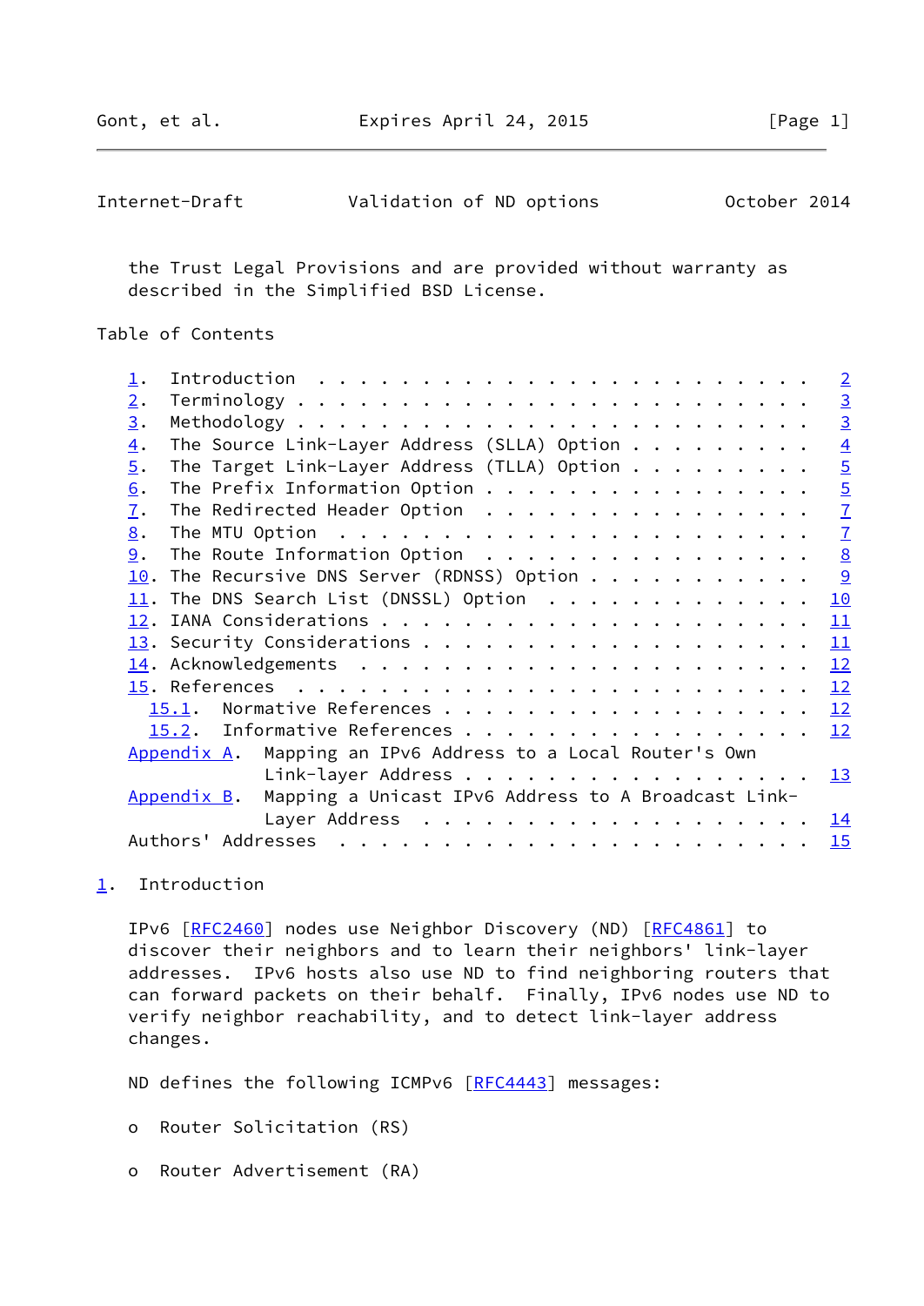the Trust Legal Provisions and are provided without warranty as described in the Simplified BSD License.

Table of Contents

1. Introduction . . . . . . . . . . . . . . . . . . . . . . . . 2
2. Terminology . . . . . . . . . . . . . . . . . . . . . . . . . 3
3. Methodology . . . . . . . . . . . . . . . . . . . . . . . . . 3
4. The Source Link-Layer Address (SLLA) Option . . . . . . . . . 4
5. The Target Link-Layer Address (TLLA) Option . . . . . . . . . 5
6. The Prefix Information Option . . . . . . . . . . . . . . . . 5
7. The Redirected Header Option . . . . . . . . . . . . . . . . 7
8. The MTU Option . . . . . . . . . . . . . . . . . . . . . . . 7
9. The Route Information Option . . . . . . . . . . . . . . . . 8
10. The Recursive DNS Server (RDNSS) Option . . . . . . . . . . . 9
11. The DNS Search List (DNSSL) Option . . . . . . . . . . . . . 10
12. IANA Considerations . . . . . . . . . . . . . . . . . . . . . 11
13. Security Considerations . . . . . . . . . . . . . . . . . . . 11
14. Acknowledgements . . . . . . . . . . . . . . . . . . . . . . 12
15. References . . . . . . . . . . . . . . . . . . . . . . . . . 12
  15.1. Normative References . . . . . . . . . . . . . . . . . . 12
  15.2. Informative References . . . . . . . . . . . . . . . . . 12
Appendix A. Mapping an IPv6 Address to a Local Router's Own Link-layer Address . . . . . . . . . . . . . . . . . . . 13
Appendix B. Mapping a Unicast IPv6 Address to A Broadcast Link-Layer Address . . . . . . . . . . . . . . . . . . . . 14
Authors' Addresses . . . . . . . . . . . . . . . . . . . . . . . 15

# 1. Introduction

IPv6 [RFC2460] nodes use Neighbor Discovery (ND) [RFC4861] to discover their neighbors and to learn their neighbors' link-layer addresses. IPv6 hosts also use ND to find neighboring routers that can forward packets on their behalf. Finally, IPv6 nodes use ND to verify neighbor reachability, and to detect link-layer address changes.

ND defines the following ICMPv6 [RFC4443] messages:

- Router Solicitation (RS)
- Router Advertisement (RA)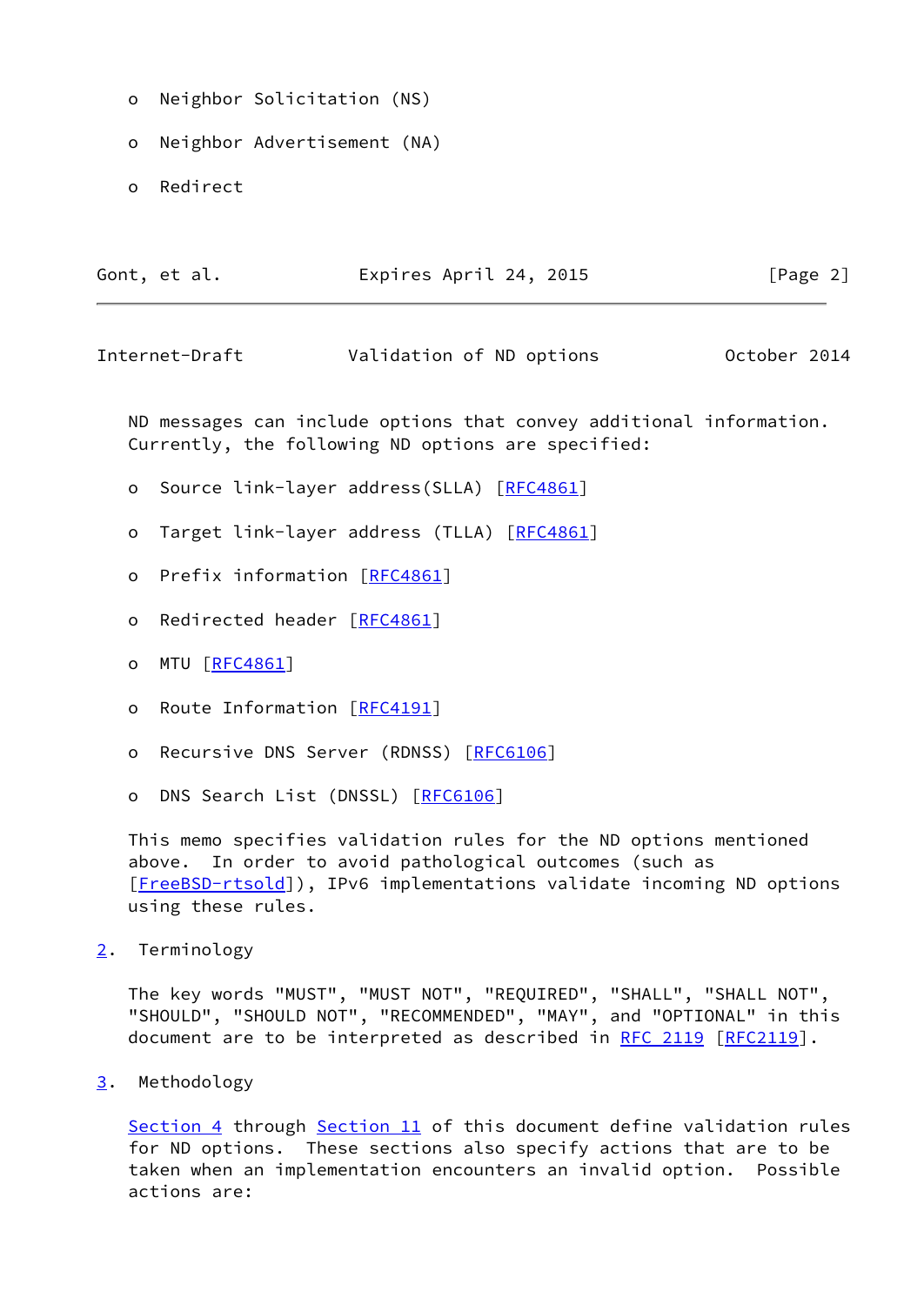- Neighbor Solicitation (NS)
- Neighbor Advertisement (NA)
- Redirect

ND messages can include options that convey additional information. Currently, the following ND options are specified:

- Source link-layer address(SLLA) [RFC4861]
- Target link-layer address (TLLA) [RFC4861]
- Prefix information [RFC4861]
- Redirected header [RFC4861]
- MTU [RFC4861]
- Route Information [RFC4191]
- Recursive DNS Server (RDNSS) [RFC6106]
- DNS Search List (DNSSL) [RFC6106]

This memo specifies validation rules for the ND options mentioned above. In order to avoid pathological outcomes (such as [FreeBSD-rtsold]), IPv6 implementations validate incoming ND options using these rules.

## 2. Terminology

The key words "MUST", "MUST NOT", "REQUIRED", "SHALL", "SHALL NOT", "SHOULD", "SHOULD NOT", "RECOMMENDED", "MAY", and "OPTIONAL" in this document are to be interpreted as described in RFC 2119 [RFC2119].

## 3. Methodology

Section 4 through Section 11 of this document define validation rules for ND options. These sections also specify actions that are to be taken when an implementation encounters an invalid option. Possible actions are: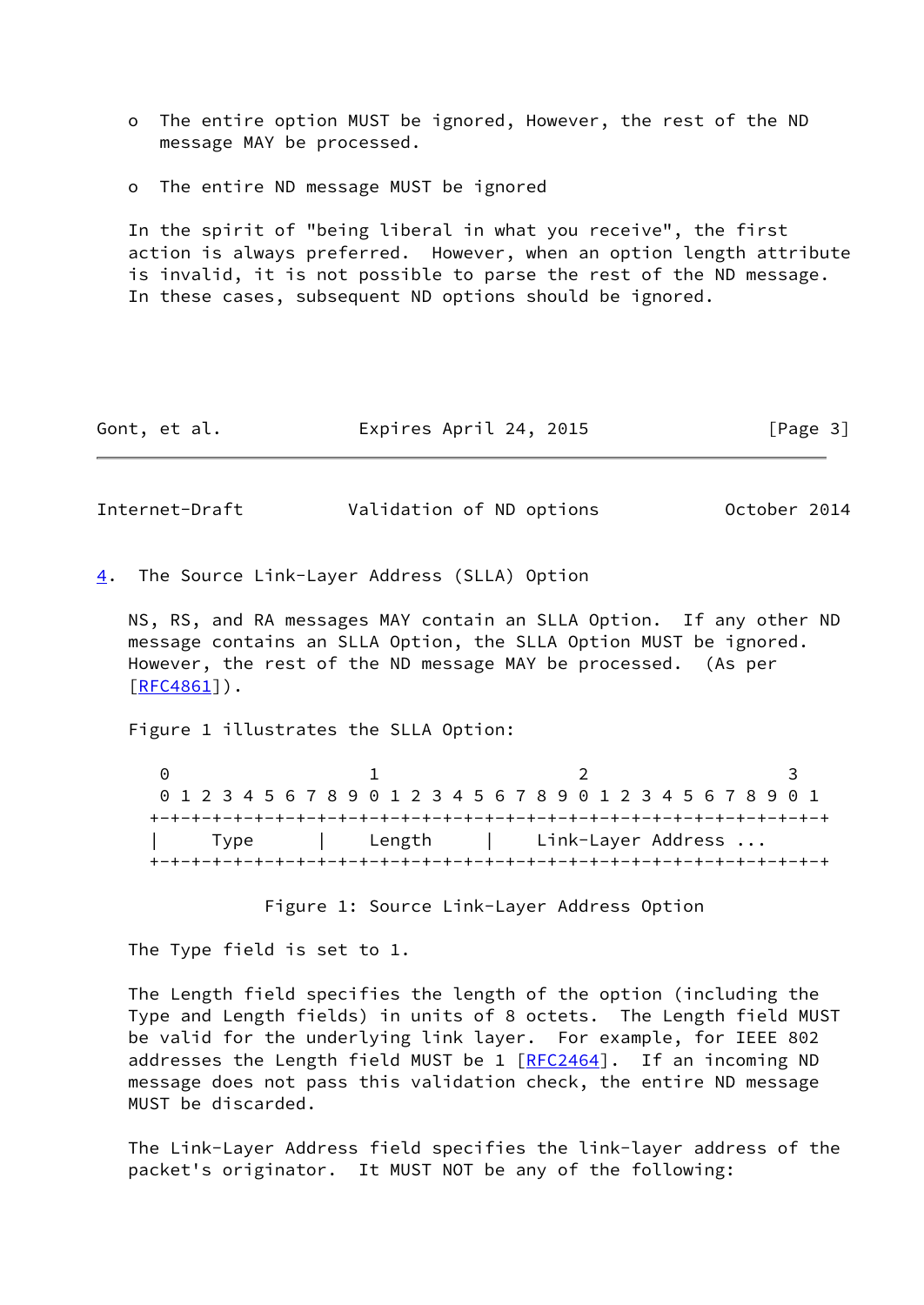- The entire option MUST be ignored, However, the rest of the ND message MAY be processed.

- The entire ND message MUST be ignored

In the spirit of "being liberal in what you receive", the first action is always preferred. However, when an option length attribute is invalid, it is not possible to parse the rest of the ND message. In these cases, subsequent ND options should be ignored.

## 4. The Source Link-Layer Address (SLLA) Option

NS, RS, and RA messages MAY contain an SLLA Option. If any other ND message contains an SLLA Option, the SLLA Option MUST be ignored. However, the rest of the ND message MAY be processed. (As per [RFC4861]).

Figure 1 illustrates the SLLA Option:

```
 0                   1                   2                   3
 0 1 2 3 4 5 6 7 8 9 0 1 2 3 4 5 6 7 8 9 0 1 2 3 4 5 6 7 8 9 0 1
+-+-+-+-+-+-+-+-+-+-+-+-+-+-+-+-+-+-+-+-+-+-+-+-+-+-+-+-+-+-+-+-+
|     Type      |    Length     |    Link-Layer Address ...
+-+-+-+-+-+-+-+-+-+-+-+-+-+-+-+-+-+-+-+-+-+-+-+-+-+-+-+-+-+-+-+-+
```

Figure 1: Source Link-Layer Address Option

The Type field is set to 1.

The Length field specifies the length of the option (including the Type and Length fields) in units of 8 octets. The Length field MUST be valid for the underlying link layer. For example, for IEEE 802 addresses the Length field MUST be 1 [RFC2464]. If an incoming ND message does not pass this validation check, the entire ND message MUST be discarded.

The Link-Layer Address field specifies the link-layer address of the packet's originator. It MUST NOT be any of the following: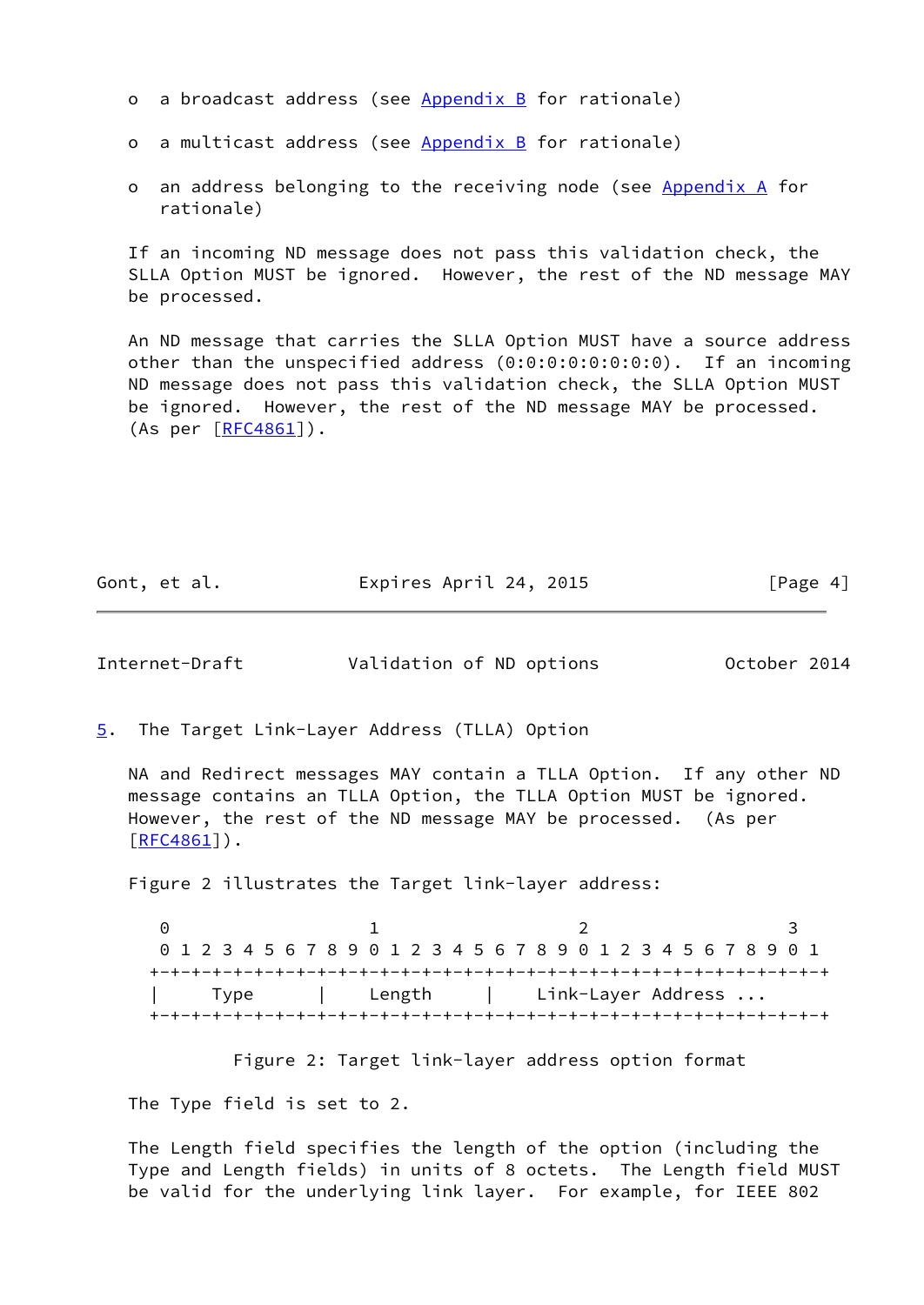- a broadcast address (see Appendix B for rationale)

- a multicast address (see Appendix B for rationale)

- an address belonging to the receiving node (see Appendix A for rationale)

If an incoming ND message does not pass this validation check, the SLLA Option MUST be ignored. However, the rest of the ND message MAY be processed.

An ND message that carries the SLLA Option MUST have a source address other than the unspecified address (0:0:0:0:0:0:0:0). If an incoming ND message does not pass this validation check, the SLLA Option MUST be ignored. However, the rest of the ND message MAY be processed. (As per [RFC4861]).

## 5. The Target Link-Layer Address (TLLA) Option

NA and Redirect messages MAY contain a TLLA Option. If any other ND message contains an TLLA Option, the TLLA Option MUST be ignored. However, the rest of the ND message MAY be processed. (As per [RFC4861]).

Figure 2 illustrates the Target link-layer address:

```
 0                   1                   2                   3
 0 1 2 3 4 5 6 7 8 9 0 1 2 3 4 5 6 7 8 9 0 1 2 3 4 5 6 7 8 9 0 1
+-+-+-+-+-+-+-+-+-+-+-+-+-+-+-+-+-+-+-+-+-+-+-+-+-+-+-+-+-+-+-+-+
|     Type      |    Length     |    Link-Layer Address ...
+-+-+-+-+-+-+-+-+-+-+-+-+-+-+-+-+-+-+-+-+-+-+-+-+-+-+-+-+-+-+-+-+
```

Figure 2: Target link-layer address option format

The Type field is set to 2.

The Length field specifies the length of the option (including the Type and Length fields) in units of 8 octets. The Length field MUST be valid for the underlying link layer. For example, for IEEE 802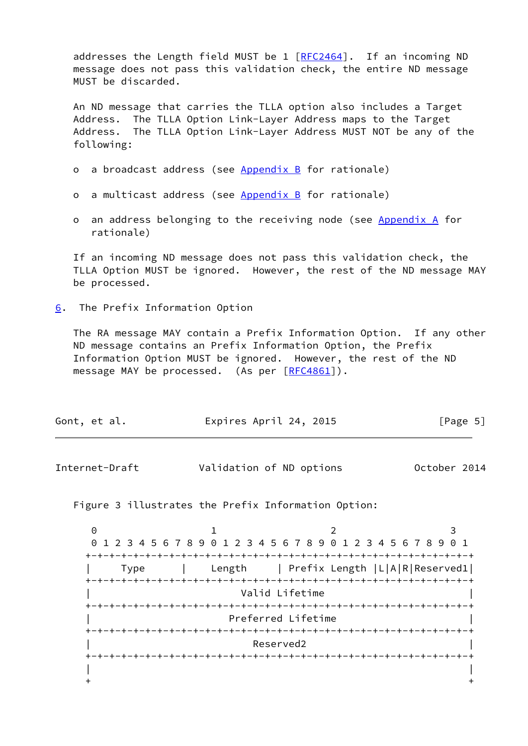addresses the Length field MUST be 1 [RFC2464]. If an incoming ND message does not pass this validation check, the entire ND message MUST be discarded.

An ND message that carries the TLLA option also includes a Target Address. The TLLA Option Link-Layer Address maps to the Target Address. The TLLA Option Link-Layer Address MUST NOT be any of the following:

- a broadcast address (see Appendix B for rationale)
- a multicast address (see Appendix B for rationale)
- an address belonging to the receiving node (see Appendix A for rationale)

If an incoming ND message does not pass this validation check, the TLLA Option MUST be ignored. However, the rest of the ND message MAY be processed.

## 6. The Prefix Information Option

The RA message MAY contain a Prefix Information Option. If any other ND message contains an Prefix Information Option, the Prefix Information Option MUST be ignored. However, the rest of the ND message MAY be processed. (As per [RFC4861]).

Figure 3 illustrates the Prefix Information Option:

```
 0                   1                   2                   3
 0 1 2 3 4 5 6 7 8 9 0 1 2 3 4 5 6 7 8 9 0 1 2 3 4 5 6 7 8 9 0 1
+-+-+-+-+-+-+-+-+-+-+-+-+-+-+-+-+-+-+-+-+-+-+-+-+-+-+-+-+-+-+-+-+
|     Type      |    Length     | Prefix Length |L|A|R|Reserved1|
+-+-+-+-+-+-+-+-+-+-+-+-+-+-+-+-+-+-+-+-+-+-+-+-+-+-+-+-+-+-+-+-+
|                         Valid Lifetime                        |
+-+-+-+-+-+-+-+-+-+-+-+-+-+-+-+-+-+-+-+-+-+-+-+-+-+-+-+-+-+-+-+-+
|                       Preferred Lifetime                      |
+-+-+-+-+-+-+-+-+-+-+-+-+-+-+-+-+-+-+-+-+-+-+-+-+-+-+-+-+-+-+-+-+
|                           Reserved2                           |
+-+-+-+-+-+-+-+-+-+-+-+-+-+-+-+-+-+-+-+-+-+-+-+-+-+-+-+-+-+-+-+-+
|                                                               |
+                                                               +
```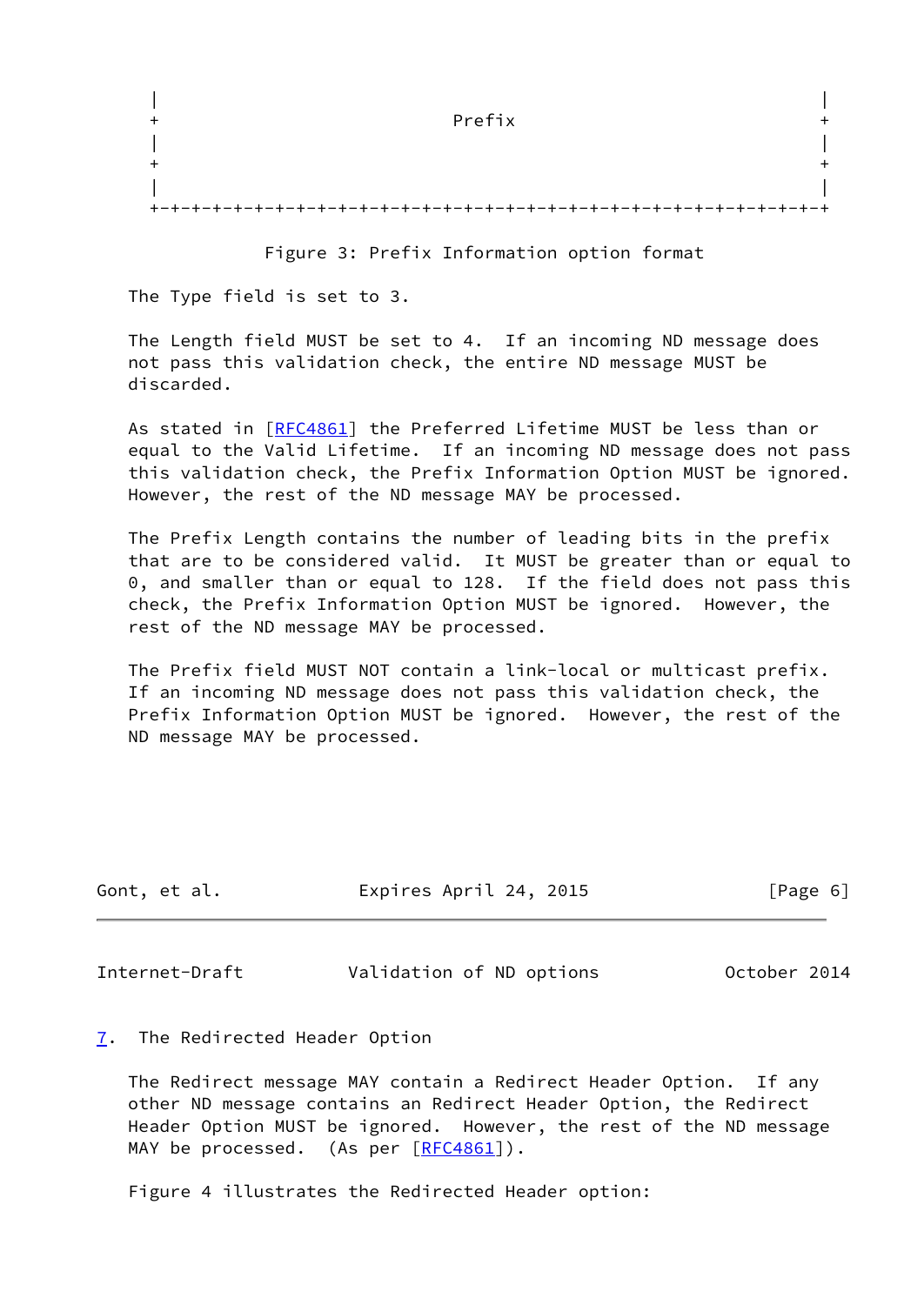```
   |                                                               |
   +                            Prefix                             +
   |                                                               |
   +                                                               +
   |                                                               |
   +-+-+-+-+-+-+-+-+-+-+-+-+-+-+-+-+-+-+-+-+-+-+-+-+-+-+-+-+-+-+-+-+
```

Figure 3: Prefix Information option format

The Type field is set to 3.

The Length field MUST be set to 4. If an incoming ND message does not pass this validation check, the entire ND message MUST be discarded.

As stated in [RFC4861] the Preferred Lifetime MUST be less than or equal to the Valid Lifetime. If an incoming ND message does not pass this validation check, the Prefix Information Option MUST be ignored. However, the rest of the ND message MAY be processed.

The Prefix Length contains the number of leading bits in the prefix that are to be considered valid. It MUST be greater than or equal to 0, and smaller than or equal to 128. If the field does not pass this check, the Prefix Information Option MUST be ignored. However, the rest of the ND message MAY be processed.

The Prefix field MUST NOT contain a link-local or multicast prefix. If an incoming ND message does not pass this validation check, the Prefix Information Option MUST be ignored. However, the rest of the ND message MAY be processed.

## 7. The Redirected Header Option

The Redirect message MAY contain a Redirect Header Option. If any other ND message contains an Redirect Header Option, the Redirect Header Option MUST be ignored. However, the rest of the ND message MAY be processed. (As per [RFC4861]).

Figure 4 illustrates the Redirected Header option: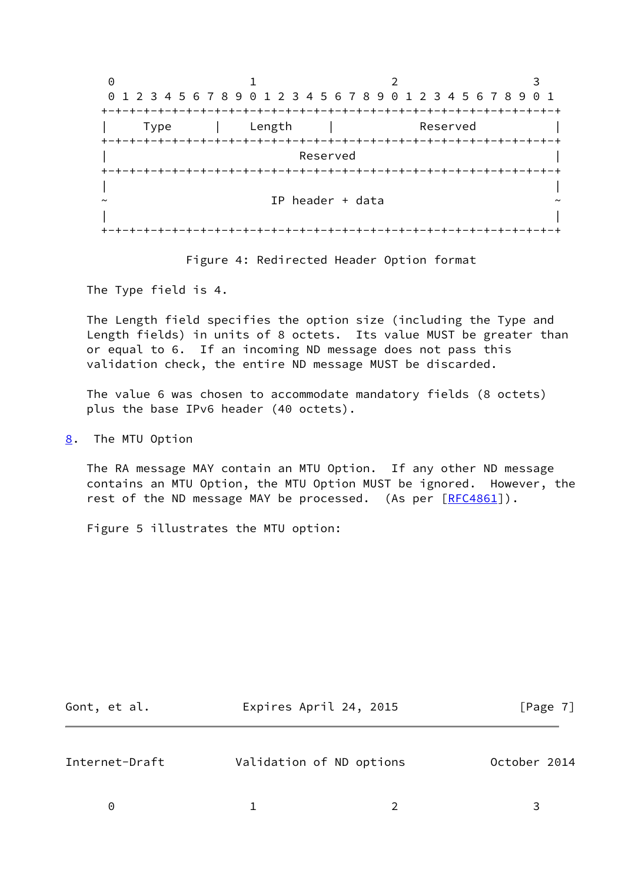```
    0                   1                   2                   3
    0 1 2 3 4 5 6 7 8 9 0 1 2 3 4 5 6 7 8 9 0 1 2 3 4 5 6 7 8 9 0 1
   +-+-+-+-+-+-+-+-+-+-+-+-+-+-+-+-+-+-+-+-+-+-+-+-+-+-+-+-+-+-+-+-+
   |     Type      |    Length     |            Reserved           |
   +-+-+-+-+-+-+-+-+-+-+-+-+-+-+-+-+-+-+-+-+-+-+-+-+-+-+-+-+-+-+-+-+
   |                           Reserved                            |
   +-+-+-+-+-+-+-+-+-+-+-+-+-+-+-+-+-+-+-+-+-+-+-+-+-+-+-+-+-+-+-+-+
   |                                                               |
   ~                       IP header + data                        ~
   |                                                               |
   +-+-+-+-+-+-+-+-+-+-+-+-+-+-+-+-+-+-+-+-+-+-+-+-+-+-+-+-+-+-+-+-+
```

Figure 4: Redirected Header Option format

The Type field is 4.

The Length field specifies the option size (including the Type and Length fields) in units of 8 octets. Its value MUST be greater than or equal to 6. If an incoming ND message does not pass this validation check, the entire ND message MUST be discarded.

The value 6 was chosen to accommodate mandatory fields (8 octets) plus the base IPv6 header (40 octets).

## 8. The MTU Option

The RA message MAY contain an MTU Option. If any other ND message contains an MTU Option, the MTU Option MUST be ignored. However, the rest of the ND message MAY be processed. (As per [RFC4861]).

Figure 5 illustrates the MTU option:

```
    0                   1                   2                   3
```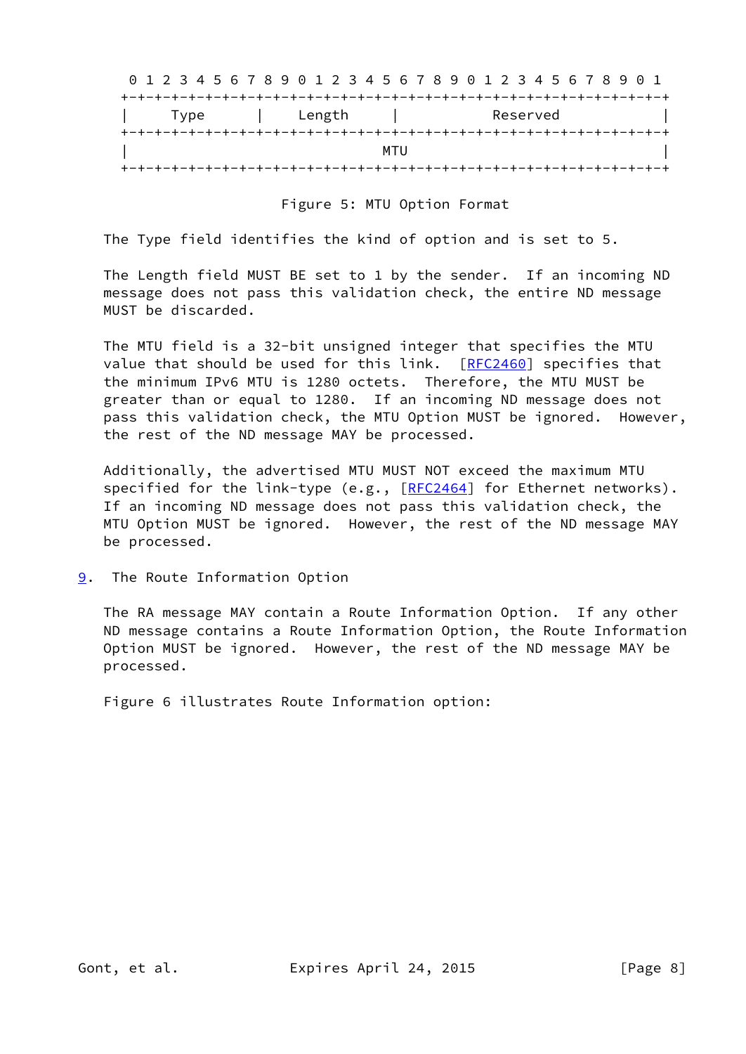```
 0                   1                   2                   3
 0 1 2 3 4 5 6 7 8 9 0 1 2 3 4 5 6 7 8 9 0 1 2 3 4 5 6 7 8 9 0 1
+-+-+-+-+-+-+-+-+-+-+-+-+-+-+-+-+-+-+-+-+-+-+-+-+-+-+-+-+-+-+-+-+
|     Type      |    Length     |           Reserved            |
+-+-+-+-+-+-+-+-+-+-+-+-+-+-+-+-+-+-+-+-+-+-+-+-+-+-+-+-+-+-+-+-+
|                              MTU                              |
+-+-+-+-+-+-+-+-+-+-+-+-+-+-+-+-+-+-+-+-+-+-+-+-+-+-+-+-+-+-+-+-+
```

Figure 5: MTU Option Format

The Type field identifies the kind of option and is set to 5.

The Length field MUST BE set to 1 by the sender. If an incoming ND message does not pass this validation check, the entire ND message MUST be discarded.

The MTU field is a 32-bit unsigned integer that specifies the MTU value that should be used for this link. [RFC2460] specifies that the minimum IPv6 MTU is 1280 octets. Therefore, the MTU MUST be greater than or equal to 1280. If an incoming ND message does not pass this validation check, the MTU Option MUST be ignored. However, the rest of the ND message MAY be processed.

Additionally, the advertised MTU MUST NOT exceed the maximum MTU specified for the link-type (e.g., [RFC2464] for Ethernet networks). If an incoming ND message does not pass this validation check, the MTU Option MUST be ignored. However, the rest of the ND message MAY be processed.

## 9. The Route Information Option

The RA message MAY contain a Route Information Option. If any other ND message contains a Route Information Option, the Route Information Option MUST be ignored. However, the rest of the ND message MAY be processed.

Figure 6 illustrates Route Information option: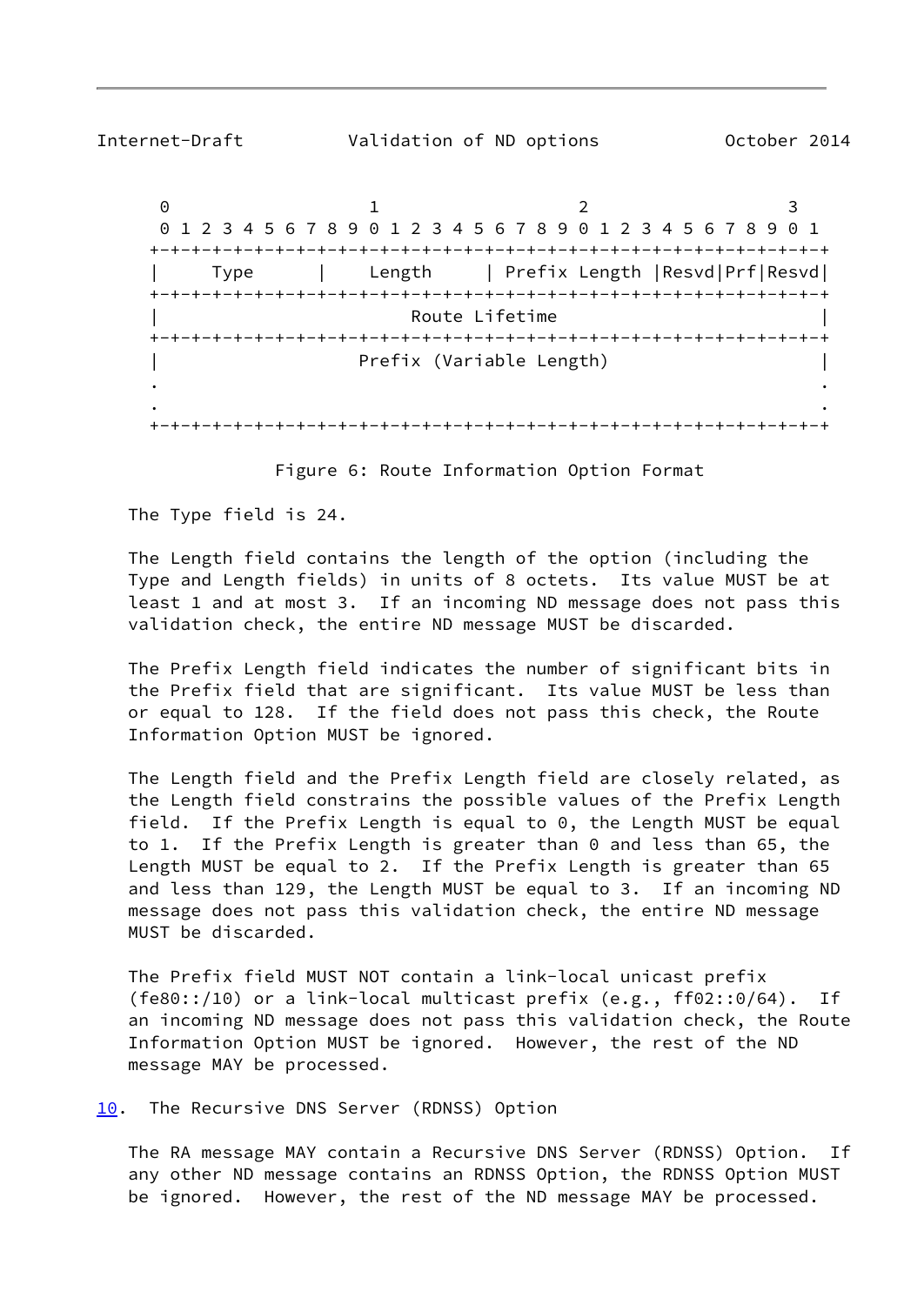```
    0                   1                   2                   3
    0 1 2 3 4 5 6 7 8 9 0 1 2 3 4 5 6 7 8 9 0 1 2 3 4 5 6 7 8 9 0 1
   +-+-+-+-+-+-+-+-+-+-+-+-+-+-+-+-+-+-+-+-+-+-+-+-+-+-+-+-+-+-+-+-+
   |     Type      |    Length     | Prefix Length |Resvd|Prf|Resvd|
   +-+-+-+-+-+-+-+-+-+-+-+-+-+-+-+-+-+-+-+-+-+-+-+-+-+-+-+-+-+-+-+-+
   |                        Route Lifetime                         |
   +-+-+-+-+-+-+-+-+-+-+-+-+-+-+-+-+-+-+-+-+-+-+-+-+-+-+-+-+-+-+-+-+
   |                   Prefix (Variable Length)                    |
   .                                                               .
   .                                                               .
   +-+-+-+-+-+-+-+-+-+-+-+-+-+-+-+-+-+-+-+-+-+-+-+-+-+-+-+-+-+-+-+-+
```

Figure 6: Route Information Option Format

The Type field is 24.

The Length field contains the length of the option (including the Type and Length fields) in units of 8 octets. Its value MUST be at least 1 and at most 3. If an incoming ND message does not pass this validation check, the entire ND message MUST be discarded.

The Prefix Length field indicates the number of significant bits in the Prefix field that are significant. Its value MUST be less than or equal to 128. If the field does not pass this check, the Route Information Option MUST be ignored.

The Length field and the Prefix Length field are closely related, as the Length field constrains the possible values of the Prefix Length field. If the Prefix Length is equal to 0, the Length MUST be equal to 1. If the Prefix Length is greater than 0 and less than 65, the Length MUST be equal to 2. If the Prefix Length is greater than 65 and less than 129, the Length MUST be equal to 3. If an incoming ND message does not pass this validation check, the entire ND message MUST be discarded.

The Prefix field MUST NOT contain a link-local unicast prefix (fe80::/10) or a link-local multicast prefix (e.g., ff02::0/64). If an incoming ND message does not pass this validation check, the Route Information Option MUST be ignored. However, the rest of the ND message MAY be processed.

## 10. The Recursive DNS Server (RDNSS) Option

The RA message MAY contain a Recursive DNS Server (RDNSS) Option. If any other ND message contains an RDNSS Option, the RDNSS Option MUST be ignored. However, the rest of the ND message MAY be processed.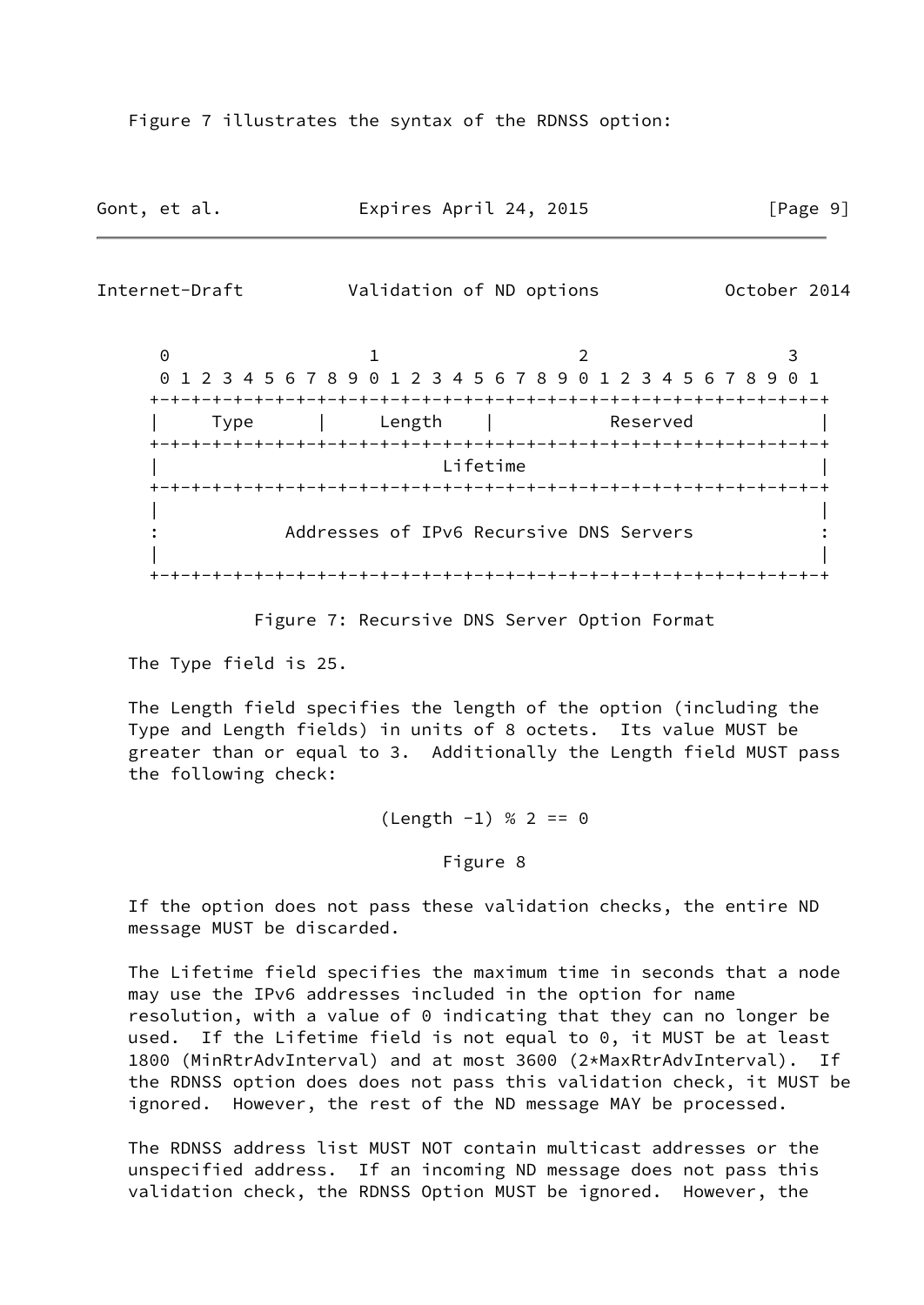Figure 7 illustrates the syntax of the RDNSS option:

```
 0                   1                   2                   3
 0 1 2 3 4 5 6 7 8 9 0 1 2 3 4 5 6 7 8 9 0 1 2 3 4 5 6 7 8 9 0 1
+-+-+-+-+-+-+-+-+-+-+-+-+-+-+-+-+-+-+-+-+-+-+-+-+-+-+-+-+-+-+-+-+
|     Type      |     Length    |           Reserved            |
+-+-+-+-+-+-+-+-+-+-+-+-+-+-+-+-+-+-+-+-+-+-+-+-+-+-+-+-+-+-+-+-+
|                           Lifetime                            |
+-+-+-+-+-+-+-+-+-+-+-+-+-+-+-+-+-+-+-+-+-+-+-+-+-+-+-+-+-+-+-+-+
|                                                               |
:            Addresses of IPv6 Recursive DNS Servers            :
|                                                               |
+-+-+-+-+-+-+-+-+-+-+-+-+-+-+-+-+-+-+-+-+-+-+-+-+-+-+-+-+-+-+-+-+
```

Figure 7: Recursive DNS Server Option Format

The Type field is 25.

The Length field specifies the length of the option (including the Type and Length fields) in units of 8 octets. Its value MUST be greater than or equal to 3. Additionally the Length field MUST pass the following check:

```
(Length -1) % 2 == 0
```

Figure 8

If the option does not pass these validation checks, the entire ND message MUST be discarded.

The Lifetime field specifies the maximum time in seconds that a node may use the IPv6 addresses included in the option for name resolution, with a value of 0 indicating that they can no longer be used. If the Lifetime field is not equal to 0, it MUST be at least 1800 (MinRtrAdvInterval) and at most 3600 (2*MaxRtrAdvInterval). If the RDNSS option does does not pass this validation check, it MUST be ignored. However, the rest of the ND message MAY be processed.

The RDNSS address list MUST NOT contain multicast addresses or the unspecified address. If an incoming ND message does not pass this validation check, the RDNSS Option MUST be ignored. However, the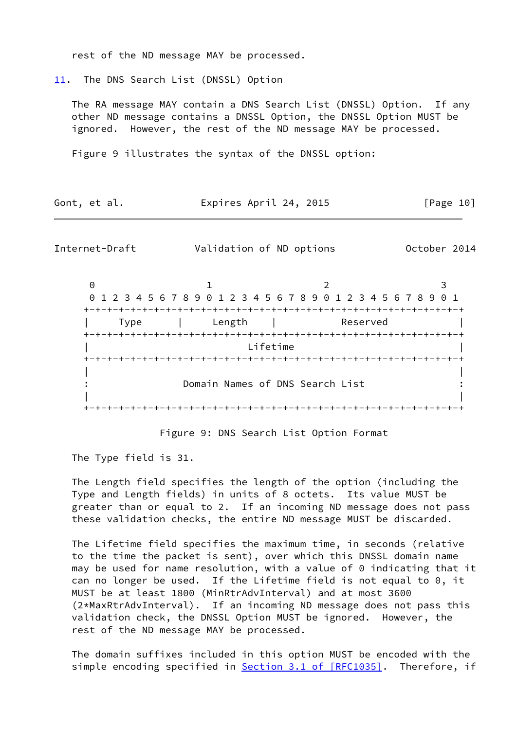rest of the ND message MAY be processed.

## 11. The DNS Search List (DNSSL) Option

The RA message MAY contain a DNS Search List (DNSSL) Option. If any other ND message contains a DNSSL Option, the DNSSL Option MUST be ignored. However, the rest of the ND message MAY be processed.

Figure 9 illustrates the syntax of the DNSSL option:

```
 0                   1                   2                   3
 0 1 2 3 4 5 6 7 8 9 0 1 2 3 4 5 6 7 8 9 0 1 2 3 4 5 6 7 8 9 0 1
+-+-+-+-+-+-+-+-+-+-+-+-+-+-+-+-+-+-+-+-+-+-+-+-+-+-+-+-+-+-+-+-+
|     Type      |     Length    |           Reserved            |
+-+-+-+-+-+-+-+-+-+-+-+-+-+-+-+-+-+-+-+-+-+-+-+-+-+-+-+-+-+-+-+-+
|                           Lifetime                            |
+-+-+-+-+-+-+-+-+-+-+-+-+-+-+-+-+-+-+-+-+-+-+-+-+-+-+-+-+-+-+-+-+
|                                                               |
:                Domain Names of DNS Search List                :
|                                                               |
+-+-+-+-+-+-+-+-+-+-+-+-+-+-+-+-+-+-+-+-+-+-+-+-+-+-+-+-+-+-+-+-+
```

Figure 9: DNS Search List Option Format

The Type field is 31.

The Length field specifies the length of the option (including the Type and Length fields) in units of 8 octets. Its value MUST be greater than or equal to 2. If an incoming ND message does not pass these validation checks, the entire ND message MUST be discarded.

The Lifetime field specifies the maximum time, in seconds (relative to the time the packet is sent), over which this DNSSL domain name may be used for name resolution, with a value of 0 indicating that it can no longer be used. If the Lifetime field is not equal to 0, it MUST be at least 1800 (MinRtrAdvInterval) and at most 3600 (2*MaxRtrAdvInterval). If an incoming ND message does not pass this validation check, the DNSSL Option MUST be ignored. However, the rest of the ND message MAY be processed.

The domain suffixes included in this option MUST be encoded with the simple encoding specified in Section 3.1 of [RFC1035]. Therefore, if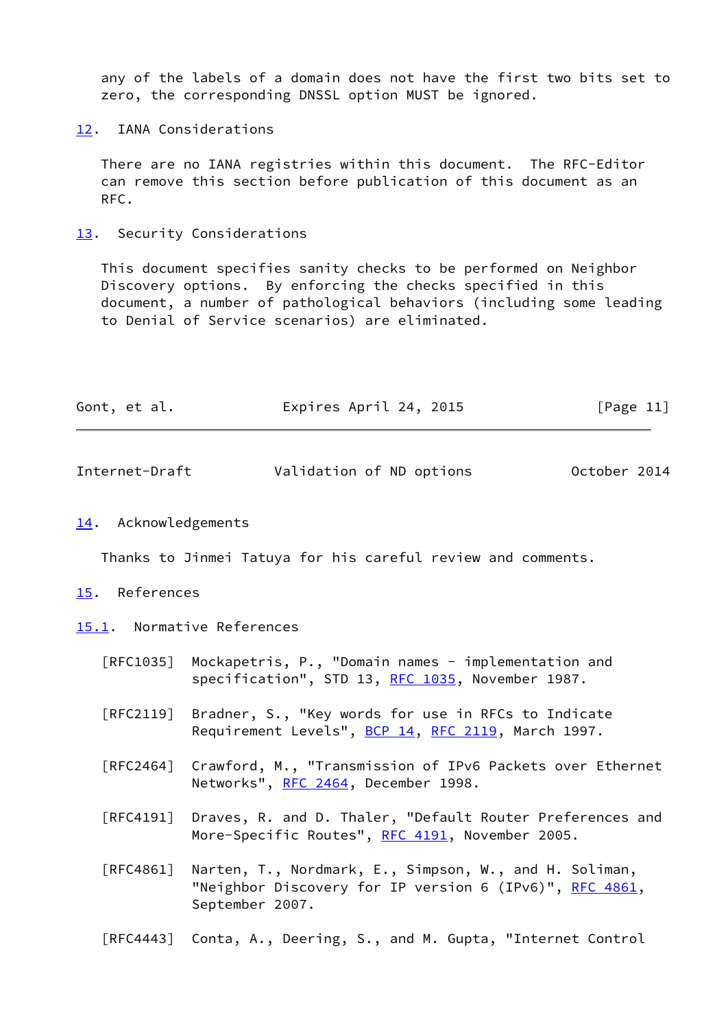any of the labels of a domain does not have the first two bits set to zero, the corresponding DNSSL option MUST be ignored.

## 12. IANA Considerations

There are no IANA registries within this document. The RFC-Editor can remove this section before publication of this document as an RFC.

## 13. Security Considerations

This document specifies sanity checks to be performed on Neighbor Discovery options. By enforcing the checks specified in this document, a number of pathological behaviors (including some leading to Denial of Service scenarios) are eliminated.

## 14. Acknowledgements

Thanks to Jinmei Tatuya for his careful review and comments.

## 15. References

### 15.1. Normative References

[RFC1035] Mockapetris, P., "Domain names - implementation and specification", STD 13, RFC 1035, November 1987.

[RFC2119] Bradner, S., "Key words for use in RFCs to Indicate Requirement Levels", BCP 14, RFC 2119, March 1997.

[RFC2464] Crawford, M., "Transmission of IPv6 Packets over Ethernet Networks", RFC 2464, December 1998.

[RFC4191] Draves, R. and D. Thaler, "Default Router Preferences and More-Specific Routes", RFC 4191, November 2005.

[RFC4861] Narten, T., Nordmark, E., Simpson, W., and H. Soliman, "Neighbor Discovery for IP version 6 (IPv6)", RFC 4861, September 2007.

[RFC4443] Conta, A., Deering, S., and M. Gupta, "Internet Control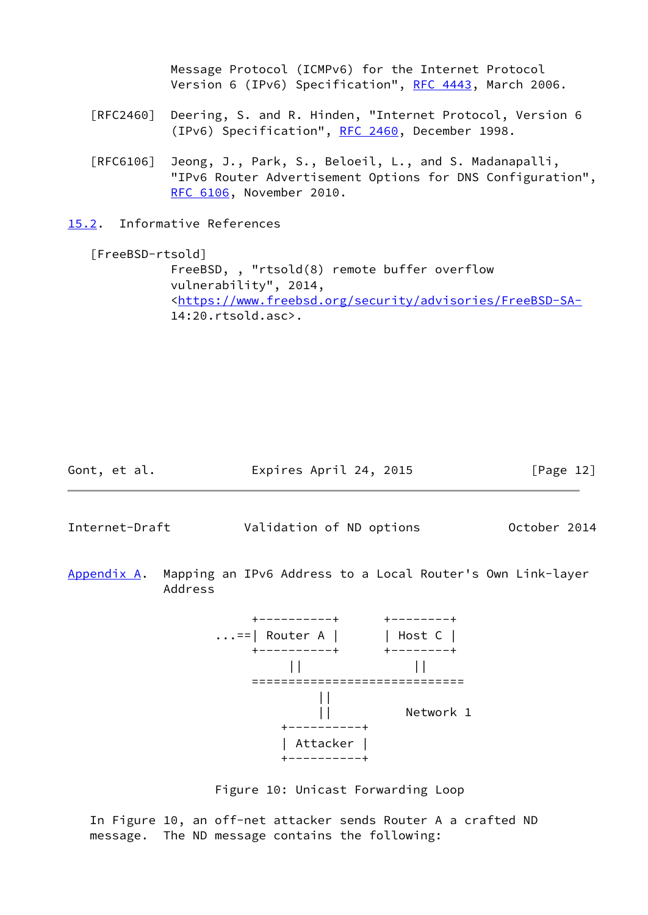Message Protocol (ICMPv6) for the Internet Protocol Version 6 (IPv6) Specification", RFC 4443, March 2006.

[RFC2460] Deering, S. and R. Hinden, "Internet Protocol, Version 6 (IPv6) Specification", RFC 2460, December 1998.

[RFC6106] Jeong, J., Park, S., Beloeil, L., and S. Madanapalli, "IPv6 Router Advertisement Options for DNS Configuration", RFC 6106, November 2010.

### 15.2. Informative References

[FreeBSD-rtsold]
FreeBSD, , "rtsold(8) remote buffer overflow vulnerability", 2014, <https://www.freebsd.org/security/advisories/FreeBSD-SA-14:20.rtsold.asc>.

## Appendix A. Mapping an IPv6 Address to a Local Router's Own Link-layer Address

```
              +----------+      +--------+
          ...==| Router A |      | Host C |
              +----------+      +--------+
                   ||               ||
              ============================
                       ||
                       ||         Network 1
                  +----------+
                  | Attacker |
                  +----------+
```

Figure 10: Unicast Forwarding Loop

In Figure 10, an off-net attacker sends Router A a crafted ND message. The ND message contains the following: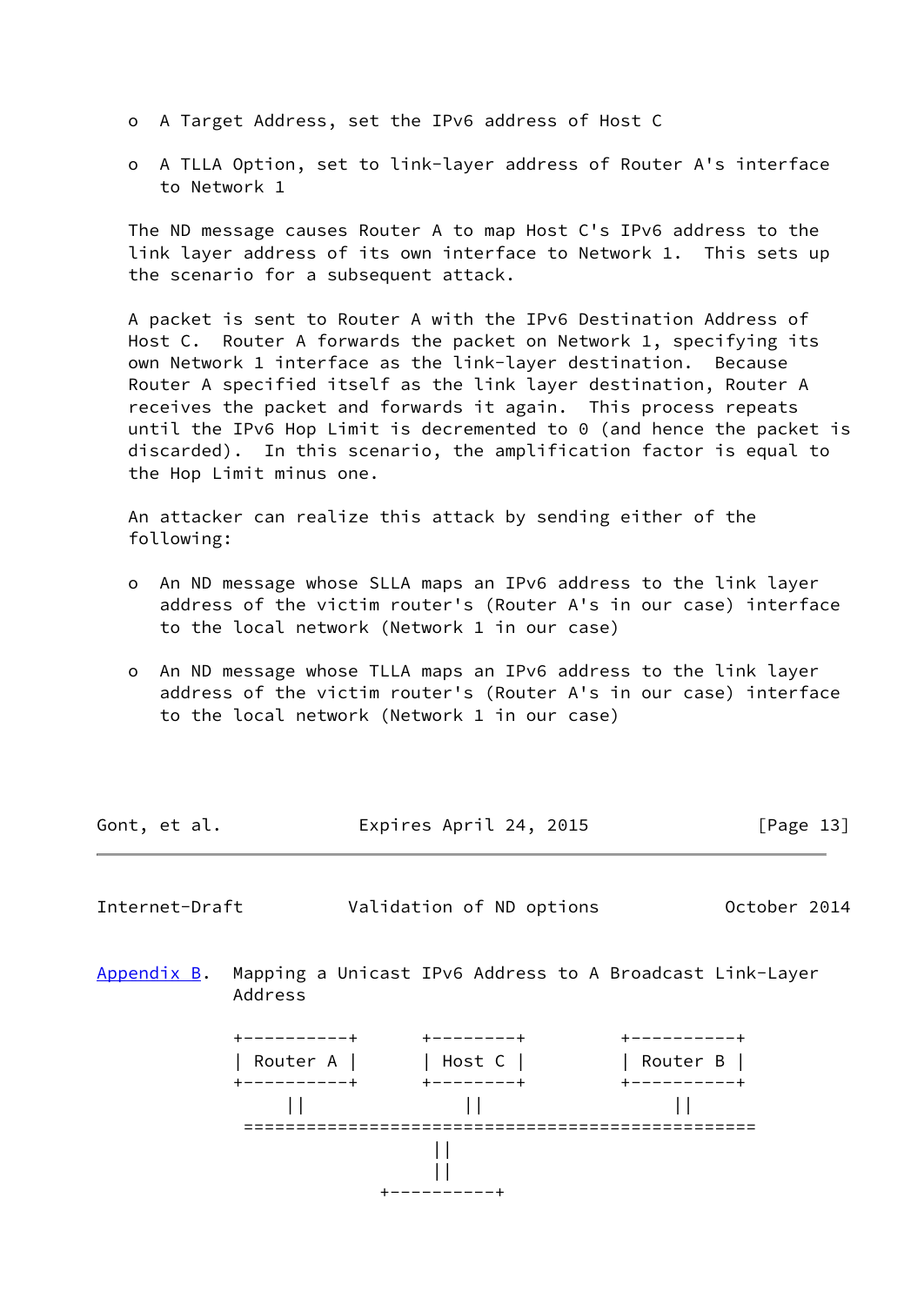- A Target Address, set the IPv6 address of Host C

- A TLLA Option, set to link-layer address of Router A's interface to Network 1

The ND message causes Router A to map Host C's IPv6 address to the link layer address of its own interface to Network 1. This sets up the scenario for a subsequent attack.

A packet is sent to Router A with the IPv6 Destination Address of Host C. Router A forwards the packet on Network 1, specifying its own Network 1 interface as the link-layer destination. Because Router A specified itself as the link layer destination, Router A receives the packet and forwards it again. This process repeats until the IPv6 Hop Limit is decremented to 0 (and hence the packet is discarded). In this scenario, the amplification factor is equal to the Hop Limit minus one.

An attacker can realize this attack by sending either of the following:

- An ND message whose SLLA maps an IPv6 address to the link layer address of the victim router's (Router A's in our case) interface to the local network (Network 1 in our case)

- An ND message whose TLLA maps an IPv6 address to the link layer address of the victim router's (Router A's in our case) interface to the local network (Network 1 in our case)

## Appendix B. Mapping a Unicast IPv6 Address to A Broadcast Link-Layer Address

```
+----------+      +--------+       +----------+
| Router A |      | Host C |       | Router B |
+----------+      +--------+       +----------+
     ||               ||                ||
 ================================================
                     ||
                     ||
               +----------+
```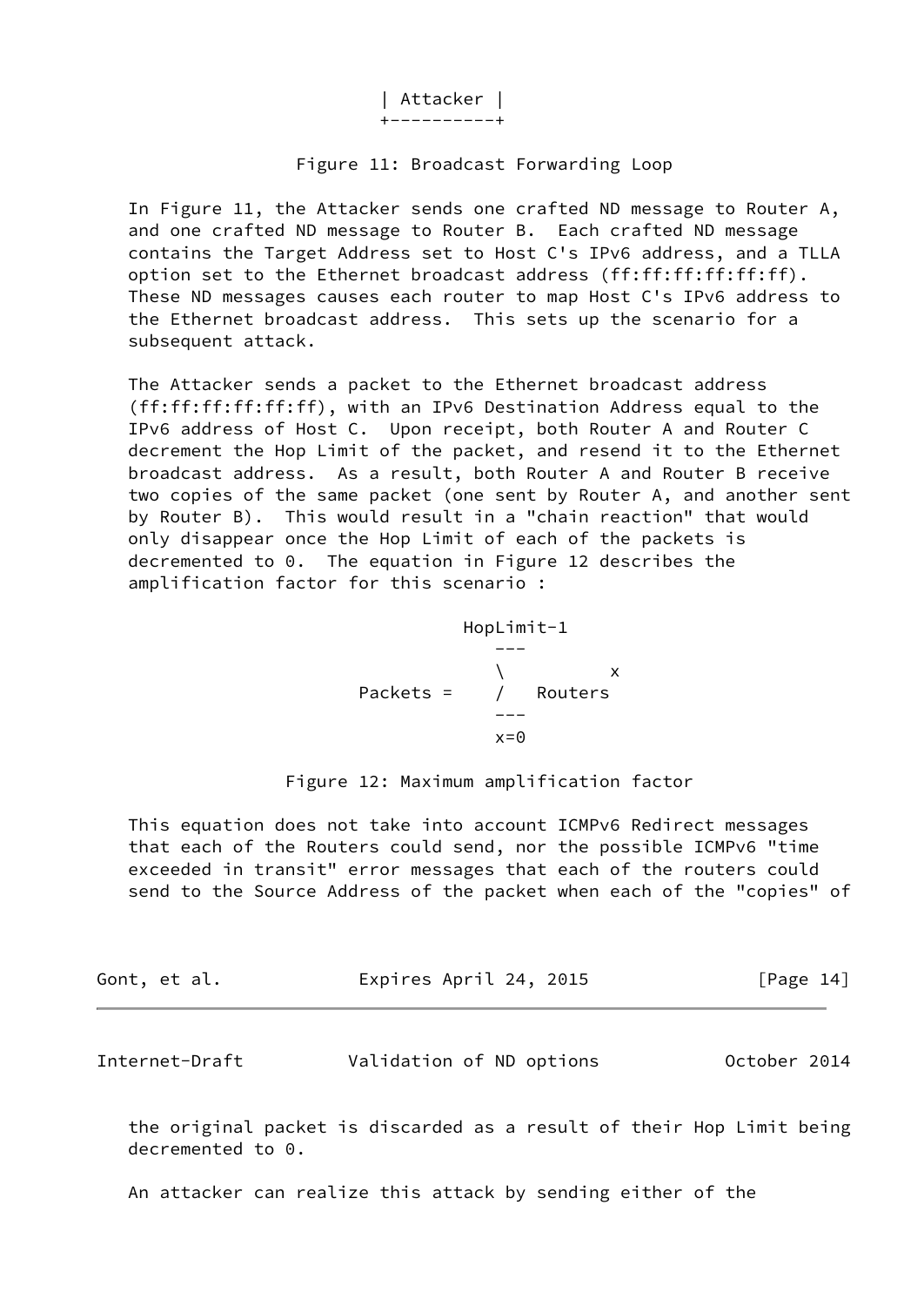```
                          | Attacker |
                          +----------+
```

Figure 11: Broadcast Forwarding Loop

In Figure 11, the Attacker sends one crafted ND message to Router A, and one crafted ND message to Router B. Each crafted ND message contains the Target Address set to Host C's IPv6 address, and a TLLA option set to the Ethernet broadcast address (ff:ff:ff:ff:ff:ff). These ND messages causes each router to map Host C's IPv6 address to the Ethernet broadcast address. This sets up the scenario for a subsequent attack.

The Attacker sends a packet to the Ethernet broadcast address (ff:ff:ff:ff:ff:ff), with an IPv6 Destination Address equal to the IPv6 address of Host C. Upon receipt, both Router A and Router C decrement the Hop Limit of the packet, and resend it to the Ethernet broadcast address. As a result, both Router A and Router B receive two copies of the same packet (one sent by Router A, and another sent by Router B). This would result in a "chain reaction" that would only disappear once the Hop Limit of each of the packets is decremented to 0. The equation in Figure 12 describes the amplification factor for this scenario :

$$\text{Packets} = \sum_{x=0}^{\text{HopLimit}-1} \text{Routers}^{x}$$

Figure 12: Maximum amplification factor

This equation does not take into account ICMPv6 Redirect messages that each of the Routers could send, nor the possible ICMPv6 "time exceeded in transit" error messages that each of the routers could send to the Source Address of the packet when each of the "copies" of the original packet is discarded as a result of their Hop Limit being decremented to 0.

An attacker can realize this attack by sending either of the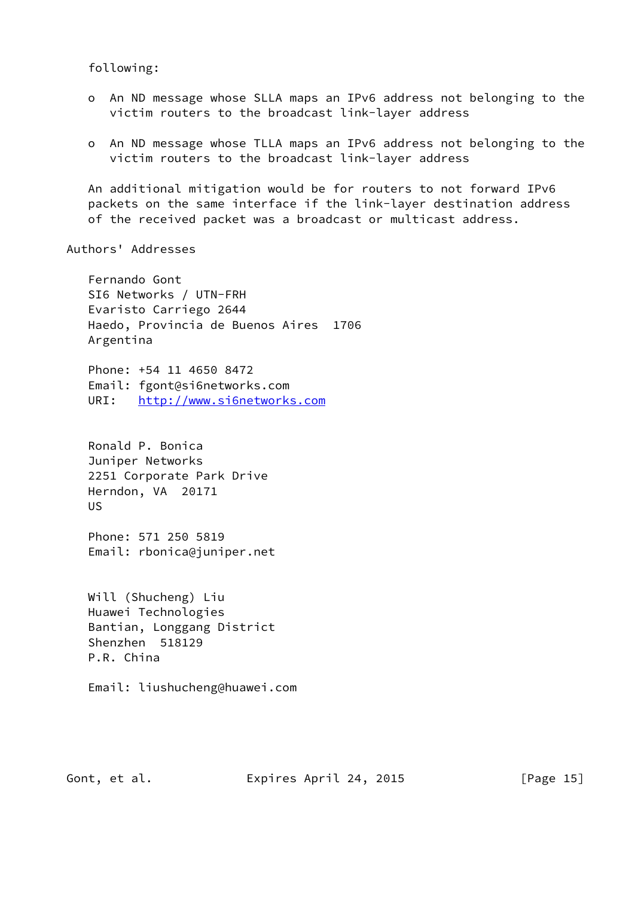following:

- An ND message whose SLLA maps an IPv6 address not belonging to the victim routers to the broadcast link-layer address

- An ND message whose TLLA maps an IPv6 address not belonging to the victim routers to the broadcast link-layer address

An additional mitigation would be for routers to not forward IPv6 packets on the same interface if the link-layer destination address of the received packet was a broadcast or multicast address.

# Authors' Addresses

Fernando Gont
SI6 Networks / UTN-FRH
Evaristo Carriego 2644
Haedo, Provincia de Buenos Aires  1706
Argentina

Phone: +54 11 4650 8472
Email: fgont@si6networks.com
URI:   http://www.si6networks.com

Ronald P. Bonica
Juniper Networks
2251 Corporate Park Drive
Herndon, VA  20171
US

Phone: 571 250 5819
Email: rbonica@juniper.net

Will (Shucheng) Liu
Huawei Technologies
Bantian, Longgang District
Shenzhen  518129
P.R. China

Email: liushucheng@huawei.com